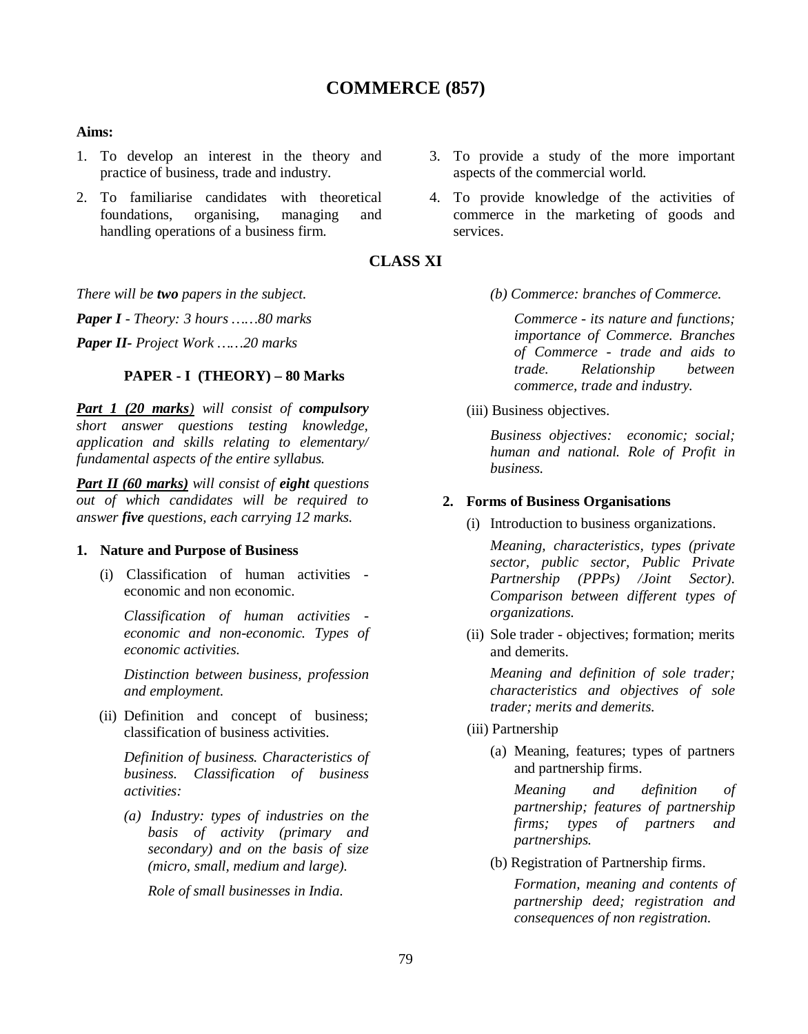# COMMERCE (857)

**Aims:**

1. To develop an interest in the theory and practice of business, trade and industry.
2. To familiarise candidates with theoretical foundations, organising, managing and handling operations of a business firm.
3. To provide a study of the more important aspects of the commercial world.
4. To provide knowledge of the activities of commerce in the marketing of goods and services.

## CLASS XI

*There will be **two** papers in the subject.*

***Paper I** - Theory: 3 hours ……80 marks*

***Paper II**- Project Work ……20 marks*

### PAPER - I (THEORY) – 80 Marks

***Part 1 (20 marks)** will consist of **compulsory** short answer questions testing knowledge, application and skills relating to elementary/ fundamental aspects of the entire syllabus.*

***Part II (60 marks)** will consist of **eight** questions out of which candidates will be required to answer **five** questions, each carrying 12 marks.*

**1. Nature and Purpose of Business**

(i) Classification of human activities - economic and non economic.

*Classification of human activities - economic and non-economic. Types of economic activities.*

*Distinction between business, profession and employment.*

(ii) Definition and concept of business; classification of business activities.

*Definition of business. Characteristics of business. Classification of business activities:*

*(a) Industry: types of industries on the basis of activity (primary and secondary) and on the basis of size (micro, small, medium and large).*

*Role of small businesses in India.*

*(b) Commerce: branches of Commerce.*

*Commerce - its nature and functions; importance of Commerce. Branches of Commerce - trade and aids to trade. Relationship between commerce, trade and industry.*

(iii) Business objectives.

*Business objectives: economic; social; human and national. Role of Profit in business.*

**2. Forms of Business Organisations**

(i) Introduction to business organizations.

*Meaning, characteristics, types (private sector, public sector, Public Private Partnership (PPPs) /Joint Sector). Comparison between different types of organizations.*

(ii) Sole trader - objectives; formation; merits and demerits.

*Meaning and definition of sole trader; characteristics and objectives of sole trader; merits and demerits.*

(iii) Partnership

(a) Meaning, features; types of partners and partnership firms.

*Meaning and definition of partnership; features of partnership firms; types of partners and partnerships.*

(b) Registration of Partnership firms.

*Formation, meaning and contents of partnership deed; registration and consequences of non registration.*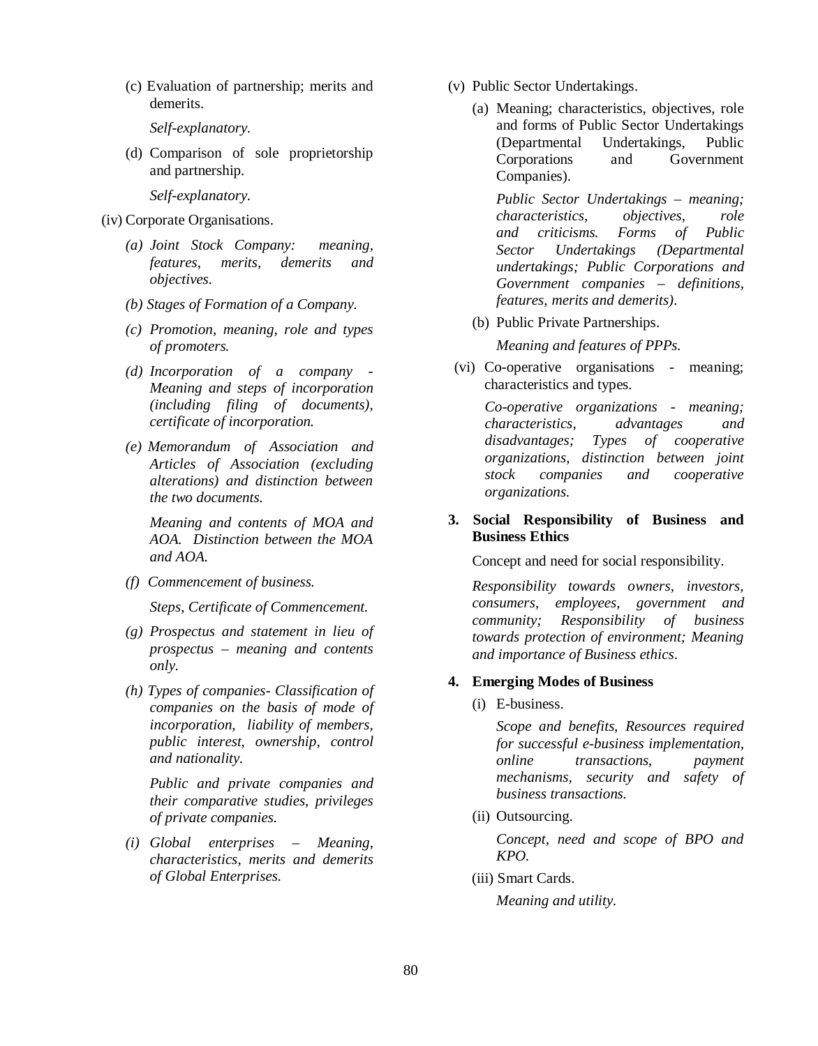(c) Evaluation of partnership; merits and demerits.

*Self-explanatory.*

(d) Comparison of sole proprietorship and partnership.

*Self-explanatory.*

(iv) Corporate Organisations.

*(a) Joint Stock Company: meaning, features, merits, demerits and objectives.*

*(b) Stages of Formation of a Company.*

*(c) Promotion, meaning, role and types of promoters.*

*(d) Incorporation of a company - Meaning and steps of incorporation (including filing of documents), certificate of incorporation.*

*(e) Memorandum of Association and Articles of Association (excluding alterations) and distinction between the two documents.*

*Meaning and contents of MOA and AOA. Distinction between the MOA and AOA.*

*(f) Commencement of business.*

*Steps, Certificate of Commencement.*

*(g) Prospectus and statement in lieu of prospectus – meaning and contents only.*

*(h) Types of companies- Classification of companies on the basis of mode of incorporation, liability of members, public interest, ownership, control and nationality.*

*Public and private companies and their comparative studies, privileges of private companies.*

*(i) Global enterprises – Meaning, characteristics, merits and demerits of Global Enterprises.*

(v) Public Sector Undertakings.

(a) Meaning; characteristics, objectives, role and forms of Public Sector Undertakings (Departmental Undertakings, Public Corporations and Government Companies).

*Public Sector Undertakings – meaning; characteristics, objectives, role and criticisms. Forms of Public Sector Undertakings (Departmental undertakings; Public Corporations and Government companies – definitions, features, merits and demerits).*

(b) Public Private Partnerships.

*Meaning and features of PPPs.*

(vi) Co-operative organisations - meaning; characteristics and types.

*Co-operative organizations - meaning; characteristics, advantages and disadvantages; Types of cooperative organizations, distinction between joint stock companies and cooperative organizations.*

**3. Social Responsibility of Business and Business Ethics**

Concept and need for social responsibility.

*Responsibility towards owners, investors, consumers, employees, government and community; Responsibility of business towards protection of environment; Meaning and importance of Business ethics.*

**4. Emerging Modes of Business**

(i) E-business.

*Scope and benefits, Resources required for successful e-business implementation, online transactions, payment mechanisms, security and safety of business transactions.*

(ii) Outsourcing.

*Concept, need and scope of BPO and KPO.*

(iii) Smart Cards.

*Meaning and utility.*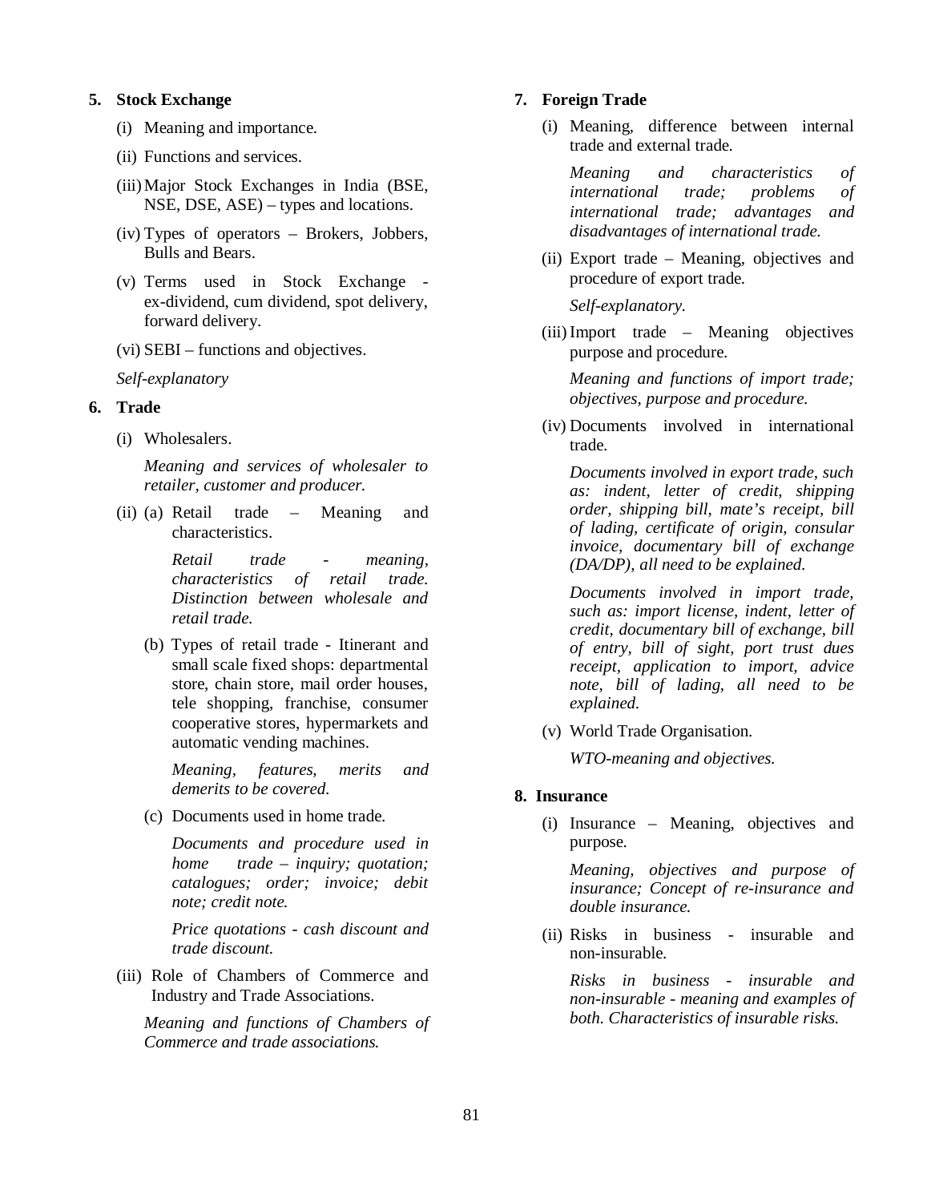**5. Stock Exchange**

(i) Meaning and importance.

(ii) Functions and services.

(iii) Major Stock Exchanges in India (BSE, NSE, DSE, ASE) – types and locations.

(iv) Types of operators – Brokers, Jobbers, Bulls and Bears.

(v) Terms used in Stock Exchange - ex-dividend, cum dividend, spot delivery, forward delivery.

(vi) SEBI – functions and objectives.

*Self-explanatory*

**6. Trade**

(i) Wholesalers.

*Meaning and services of wholesaler to retailer, customer and producer.*

(ii) (a) Retail trade – Meaning and characteristics.

*Retail trade - meaning, characteristics of retail trade. Distinction between wholesale and retail trade.*

(b) Types of retail trade - Itinerant and small scale fixed shops: departmental store, chain store, mail order houses, tele shopping, franchise, consumer cooperative stores, hypermarkets and automatic vending machines.

*Meaning, features, merits and demerits to be covered.*

(c) Documents used in home trade.

*Documents and procedure used in home trade – inquiry; quotation; catalogues; order; invoice; debit note; credit note.*

*Price quotations - cash discount and trade discount.*

(iii) Role of Chambers of Commerce and Industry and Trade Associations.

*Meaning and functions of Chambers of Commerce and trade associations.*

**7. Foreign Trade**

(i) Meaning, difference between internal trade and external trade.

*Meaning and characteristics of international trade; problems of international trade; advantages and disadvantages of international trade.*

(ii) Export trade – Meaning, objectives and procedure of export trade.

*Self-explanatory.*

(iii) Import trade – Meaning objectives purpose and procedure.

*Meaning and functions of import trade; objectives, purpose and procedure.*

(iv) Documents involved in international trade.

*Documents involved in export trade, such as: indent, letter of credit, shipping order, shipping bill, mate's receipt, bill of lading, certificate of origin, consular invoice, documentary bill of exchange (DA/DP), all need to be explained.*

*Documents involved in import trade, such as: import license, indent, letter of credit, documentary bill of exchange, bill of entry, bill of sight, port trust dues receipt, application to import, advice note, bill of lading, all need to be explained.*

(v) World Trade Organisation.

*WTO-meaning and objectives.*

**8. Insurance**

(i) Insurance – Meaning, objectives and purpose.

*Meaning, objectives and purpose of insurance; Concept of re-insurance and double insurance.*

(ii) Risks in business - insurable and non-insurable.

*Risks in business - insurable and non-insurable - meaning and examples of both. Characteristics of insurable risks.*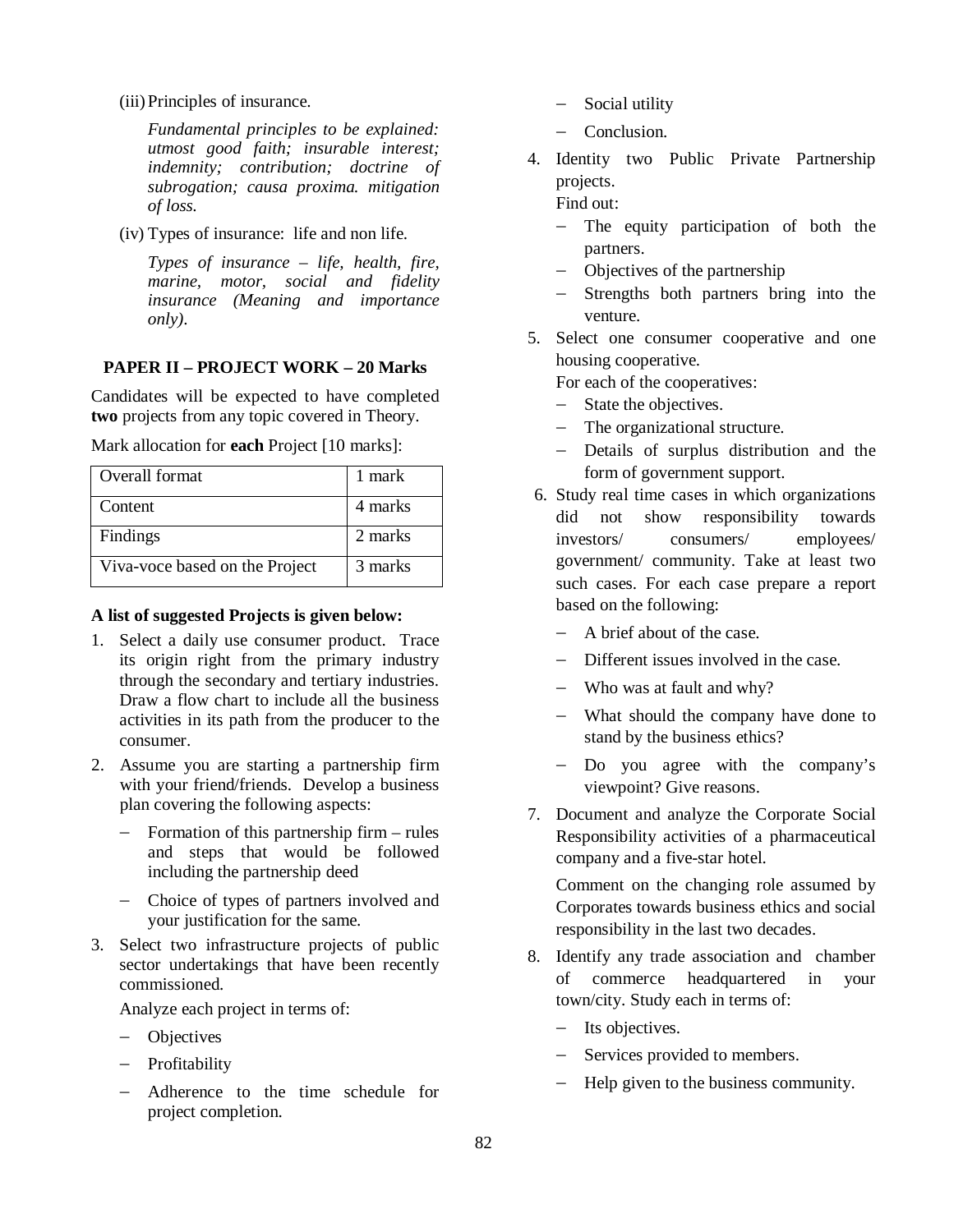(iii) Principles of insurance.

*Fundamental principles to be explained: utmost good faith; insurable interest; indemnity; contribution; doctrine of subrogation; causa proxima. mitigation of loss.*

(iv) Types of insurance: life and non life.

*Types of insurance – life, health, fire, marine, motor, social and fidelity insurance (Meaning and importance only).*

## PAPER II – PROJECT WORK – 20 Marks

Candidates will be expected to have completed **two** projects from any topic covered in Theory.

Mark allocation for **each** Project [10 marks]:

| Overall format | 1 mark |
|---|---|
| Content | 4 marks |
| Findings | 2 marks |
| Viva-voce based on the Project | 3 marks |

**A list of suggested Projects is given below:**

1. Select a daily use consumer product. Trace its origin right from the primary industry through the secondary and tertiary industries. Draw a flow chart to include all the business activities in its path from the producer to the consumer.
2. Assume you are starting a partnership firm with your friend/friends. Develop a business plan covering the following aspects:
   - Formation of this partnership firm – rules and steps that would be followed including the partnership deed
   - Choice of types of partners involved and your justification for the same.
3. Select two infrastructure projects of public sector undertakings that have been recently commissioned.

   Analyze each project in terms of:
   - Objectives
   - Profitability
   - Adherence to the time schedule for project completion.
   - Social utility
   - Conclusion.
4. Identity two Public Private Partnership projects.

   Find out:
   - The equity participation of both the partners.
   - Objectives of the partnership
   - Strengths both partners bring into the venture.
5. Select one consumer cooperative and one housing cooperative.

   For each of the cooperatives:
   - State the objectives.
   - The organizational structure.
   - Details of surplus distribution and the form of government support.
6. Study real time cases in which organizations did not show responsibility towards investors/ consumers/ employees/ government/ community. Take at least two such cases. For each case prepare a report based on the following:
   - A brief about of the case.
   - Different issues involved in the case.
   - Who was at fault and why?
   - What should the company have done to stand by the business ethics?
   - Do you agree with the company's viewpoint? Give reasons.
7. Document and analyze the Corporate Social Responsibility activities of a pharmaceutical company and a five-star hotel.

   Comment on the changing role assumed by Corporates towards business ethics and social responsibility in the last two decades.
8. Identify any trade association and chamber of commerce headquartered in your town/city. Study each in terms of:
   - Its objectives.
   - Services provided to members.
   - Help given to the business community.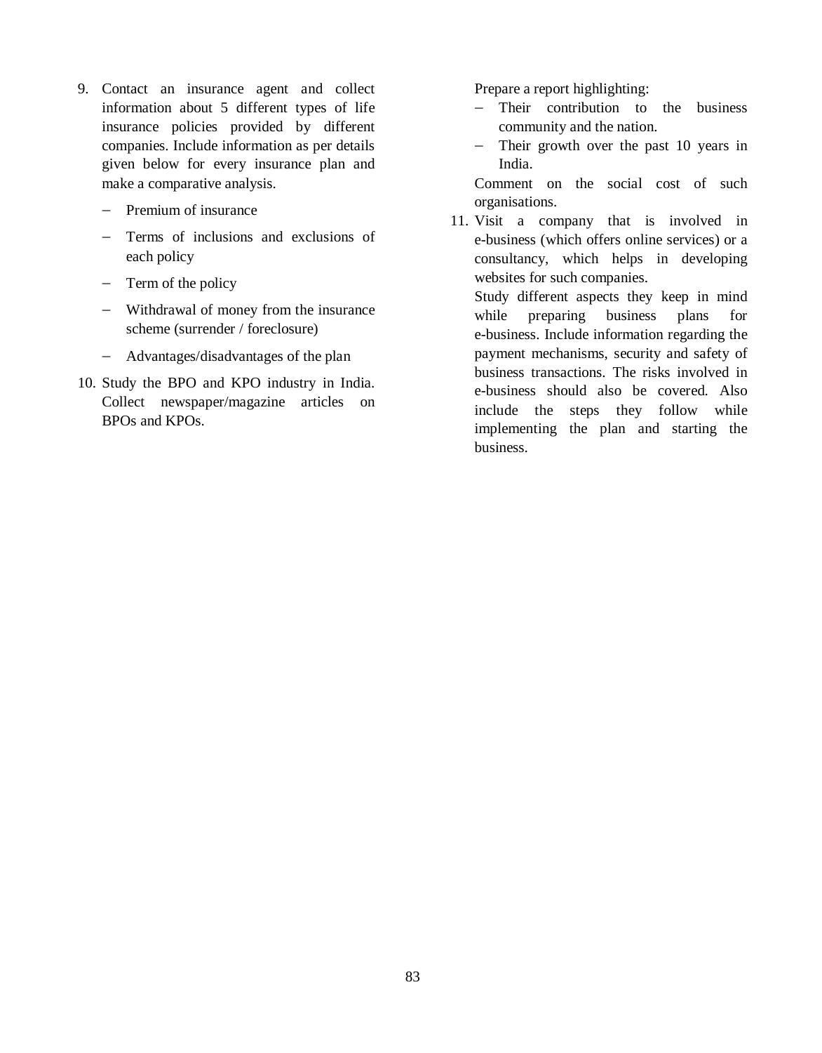9. Contact an insurance agent and collect information about 5 different types of life insurance policies provided by different companies. Include information as per details given below for every insurance plan and make a comparative analysis.

   - Premium of insurance
   - Terms of inclusions and exclusions of each policy
   - Term of the policy
   - Withdrawal of money from the insurance scheme (surrender / foreclosure)
   - Advantages/disadvantages of the plan

10. Study the BPO and KPO industry in India. Collect newspaper/magazine articles on BPOs and KPOs.

    Prepare a report highlighting:

    - Their contribution to the business community and the nation.
    - Their growth over the past 10 years in India.

    Comment on the social cost of such organisations.

11. Visit a company that is involved in e-business (which offers online services) or a consultancy, which helps in developing websites for such companies.

    Study different aspects they keep in mind while preparing business plans for e-business. Include information regarding the payment mechanisms, security and safety of business transactions. The risks involved in e-business should also be covered. Also include the steps they follow while implementing the plan and starting the business.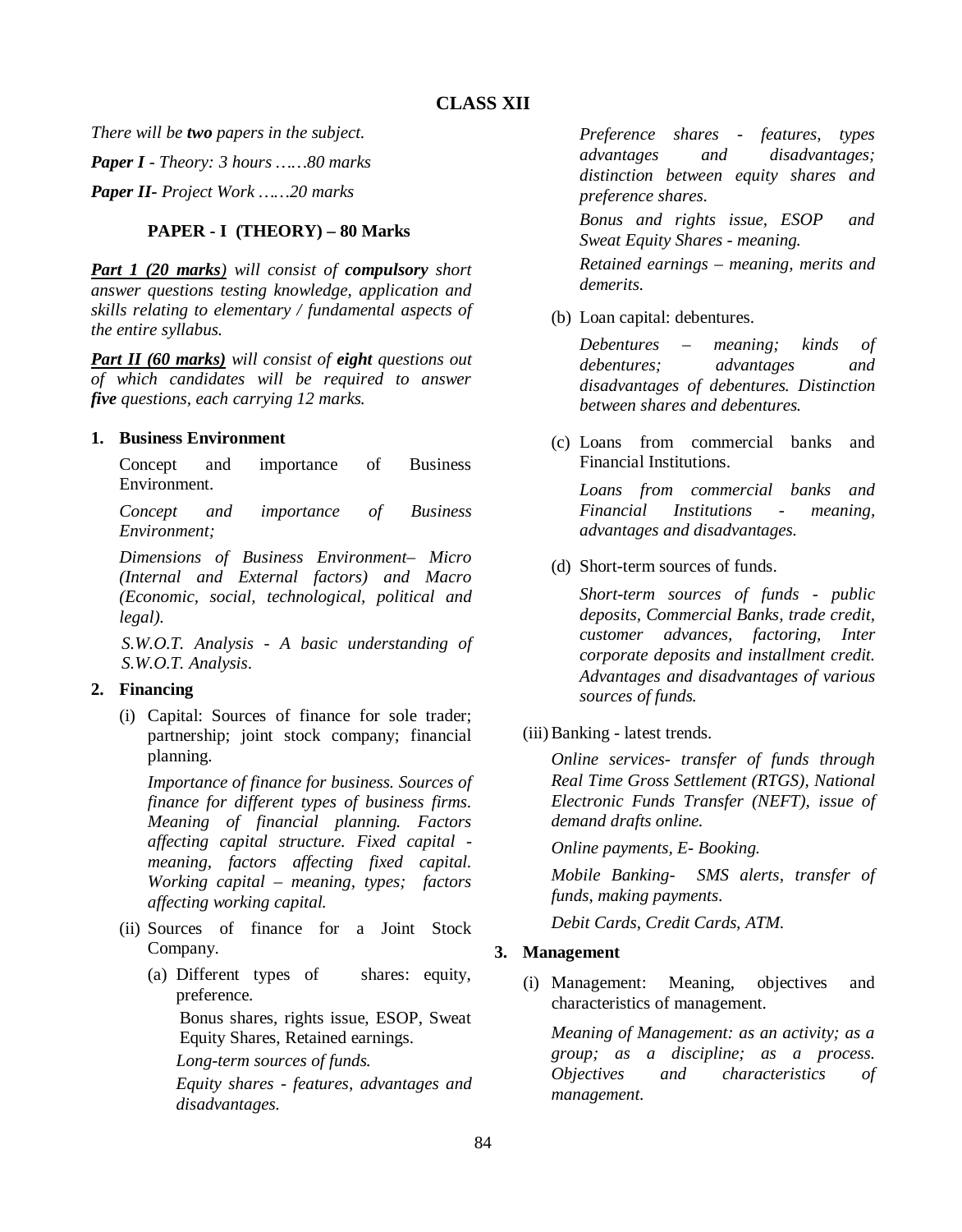## CLASS XII

*There will be **two** papers in the subject.*

***Paper I** - Theory: 3 hours ……80 marks*

***Paper II**- Project Work ……20 marks*

### PAPER - I (THEORY) – 80 Marks

***Part 1 (20 marks)** will consist of **compulsory** short answer questions testing knowledge, application and skills relating to elementary / fundamental aspects of the entire syllabus.*

***Part II (60 marks)** will consist of **eight** questions out of which candidates will be required to answer **five** questions, each carrying 12 marks.*

**1. Business Environment**

Concept and importance of Business Environment.

*Concept and importance of Business Environment;*

*Dimensions of Business Environment– Micro (Internal and External factors) and Macro (Economic, social, technological, political and legal).*

*S.W.O.T. Analysis - A basic understanding of S.W.O.T. Analysis.*

**2. Financing**

(i) Capital: Sources of finance for sole trader; partnership; joint stock company; financial planning.

*Importance of finance for business. Sources of finance for different types of business firms. Meaning of financial planning. Factors affecting capital structure. Fixed capital - meaning, factors affecting fixed capital. Working capital – meaning, types; factors affecting working capital.*

(ii) Sources of finance for a Joint Stock Company.

(a) Different types of shares: equity, preference.

Bonus shares, rights issue, ESOP, Sweat Equity Shares, Retained earnings.

*Long-term sources of funds.*

*Equity shares - features, advantages and disadvantages.*

*Preference shares - features, types advantages and disadvantages; distinction between equity shares and preference shares.*

*Bonus and rights issue, ESOP and Sweat Equity Shares - meaning.*

*Retained earnings – meaning, merits and demerits.*

(b) Loan capital: debentures.

*Debentures – meaning; kinds of debentures; advantages and disadvantages of debentures. Distinction between shares and debentures.*

(c) Loans from commercial banks and Financial Institutions.

*Loans from commercial banks and Financial Institutions - meaning, advantages and disadvantages.*

(d) Short-term sources of funds.

*Short-term sources of funds - public deposits, Commercial Banks, trade credit, customer advances, factoring, Inter corporate deposits and installment credit. Advantages and disadvantages of various sources of funds.*

(iii) Banking - latest trends.

*Online services- transfer of funds through Real Time Gross Settlement (RTGS), National Electronic Funds Transfer (NEFT), issue of demand drafts online.*

*Online payments, E- Booking.*

*Mobile Banking- SMS alerts, transfer of funds, making payments.*

*Debit Cards, Credit Cards, ATM.*

**3. Management**

(i) Management: Meaning, objectives and characteristics of management.

*Meaning of Management: as an activity; as a group; as a discipline; as a process. Objectives and characteristics of management.*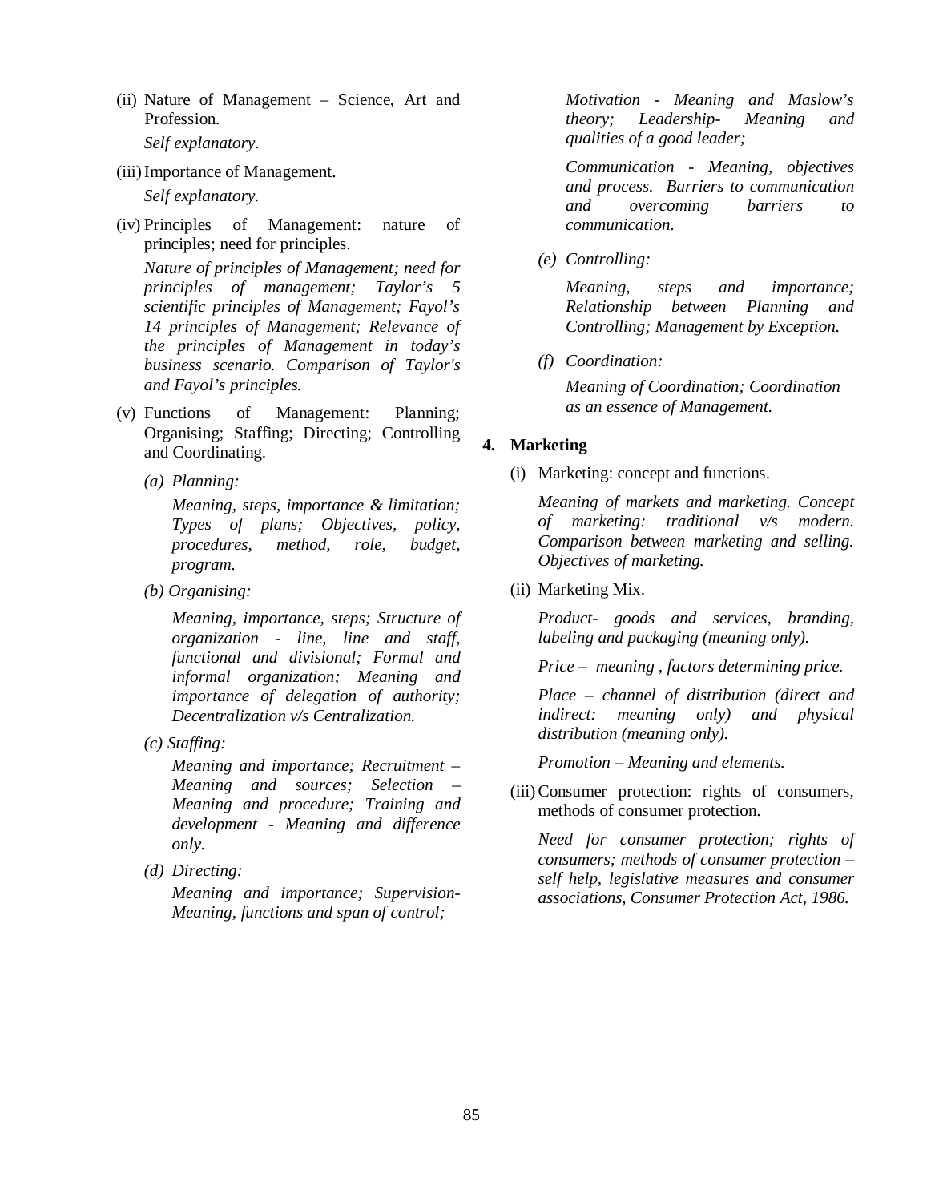(ii) Nature of Management – Science, Art and Profession.

*Self explanatory*.

(iii) Importance of Management.

*Self explanatory.*

(iv) Principles of Management: nature of principles; need for principles.

*Nature of principles of Management; need for principles of management; Taylor's 5 scientific principles of Management; Fayol's 14 principles of Management; Relevance of the principles of Management in today's business scenario. Comparison of Taylor's and Fayol's principles.*

(v) Functions of Management: Planning; Organising; Staffing; Directing; Controlling and Coordinating.

*(a) Planning:*

*Meaning, steps, importance & limitation; Types of plans; Objectives, policy, procedures, method, role, budget, program.*

*(b) Organising:*

*Meaning, importance, steps; Structure of organization - line, line and staff, functional and divisional; Formal and informal organization; Meaning and importance of delegation of authority; Decentralization v/s Centralization.*

*(c) Staffing:*

*Meaning and importance; Recruitment – Meaning and sources; Selection – Meaning and procedure; Training and development - Meaning and difference only.*

*(d) Directing:*

*Meaning and importance; Supervision-Meaning, functions and span of control;*

*Motivation - Meaning and Maslow's theory; Leadership- Meaning and qualities of a good leader;*

*Communication - Meaning, objectives and process. Barriers to communication and overcoming barriers to communication.*

*(e) Controlling:*

*Meaning, steps and importance; Relationship between Planning and Controlling; Management by Exception.*

*(f) Coordination:*

*Meaning of Coordination; Coordination as an essence of Management.*

**4. Marketing**

(i) Marketing: concept and functions.

*Meaning of markets and marketing. Concept of marketing: traditional v/s modern. Comparison between marketing and selling. Objectives of marketing.*

(ii) Marketing Mix.

*Product- goods and services, branding, labeling and packaging (meaning only).*

*Price – meaning , factors determining price.*

*Place – channel of distribution (direct and indirect: meaning only) and physical distribution (meaning only).*

*Promotion – Meaning and elements.*

(iii) Consumer protection: rights of consumers, methods of consumer protection.

*Need for consumer protection; rights of consumers; methods of consumer protection – self help, legislative measures and consumer associations, Consumer Protection Act, 1986.*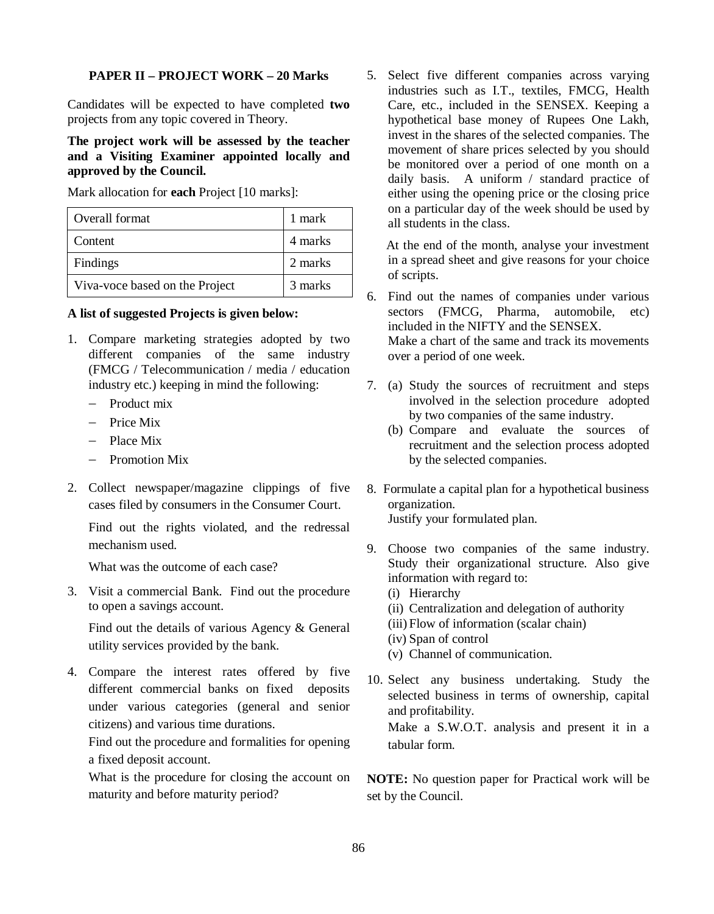## PAPER II – PROJECT WORK – 20 Marks

Candidates will be expected to have completed **two** projects from any topic covered in Theory.

**The project work will be assessed by the teacher and a Visiting Examiner appointed locally and approved by the Council.**

Mark allocation for **each** Project [10 marks]:

| | |
|---|---|
| Overall format | 1 mark |
| Content | 4 marks |
| Findings | 2 marks |
| Viva-voce based on the Project | 3 marks |

**A list of suggested Projects is given below:**

1. Compare marketing strategies adopted by two different companies of the same industry (FMCG / Telecommunication / media / education industry etc.) keeping in mind the following:
   - Product mix
   - Price Mix
   - Place Mix
   - Promotion Mix

2. Collect newspaper/magazine clippings of five cases filed by consumers in the Consumer Court.

   Find out the rights violated, and the redressal mechanism used.

   What was the outcome of each case?

3. Visit a commercial Bank. Find out the procedure to open a savings account.

   Find out the details of various Agency & General utility services provided by the bank.

4. Compare the interest rates offered by five different commercial banks on fixed deposits under various categories (general and senior citizens) and various time durations.

   Find out the procedure and formalities for opening a fixed deposit account.

   What is the procedure for closing the account on maturity and before maturity period?

5. Select five different companies across varying industries such as I.T., textiles, FMCG, Health Care, etc., included in the SENSEX. Keeping a hypothetical base money of Rupees One Lakh, invest in the shares of the selected companies. The movement of share prices selected by you should be monitored over a period of one month on a daily basis. A uniform / standard practice of either using the opening price or the closing price on a particular day of the week should be used by all students in the class.

   At the end of the month, analyse your investment in a spread sheet and give reasons for your choice of scripts.

6. Find out the names of companies under various sectors (FMCG, Pharma, automobile, etc) included in the NIFTY and the SENSEX.

   Make a chart of the same and track its movements over a period of one week.

7. (a) Study the sources of recruitment and steps involved in the selection procedure adopted by two companies of the same industry.

   (b) Compare and evaluate the sources of recruitment and the selection process adopted by the selected companies.

8. Formulate a capital plan for a hypothetical business organization.

   Justify your formulated plan.

9. Choose two companies of the same industry. Study their organizational structure. Also give information with regard to:

   (i) Hierarchy
   (ii) Centralization and delegation of authority
   (iii) Flow of information (scalar chain)
   (iv) Span of control
   (v) Channel of communication.

10. Select any business undertaking. Study the selected business in terms of ownership, capital and profitability.

    Make a S.W.O.T. analysis and present it in a tabular form.

**NOTE:** No question paper for Practical work will be set by the Council.